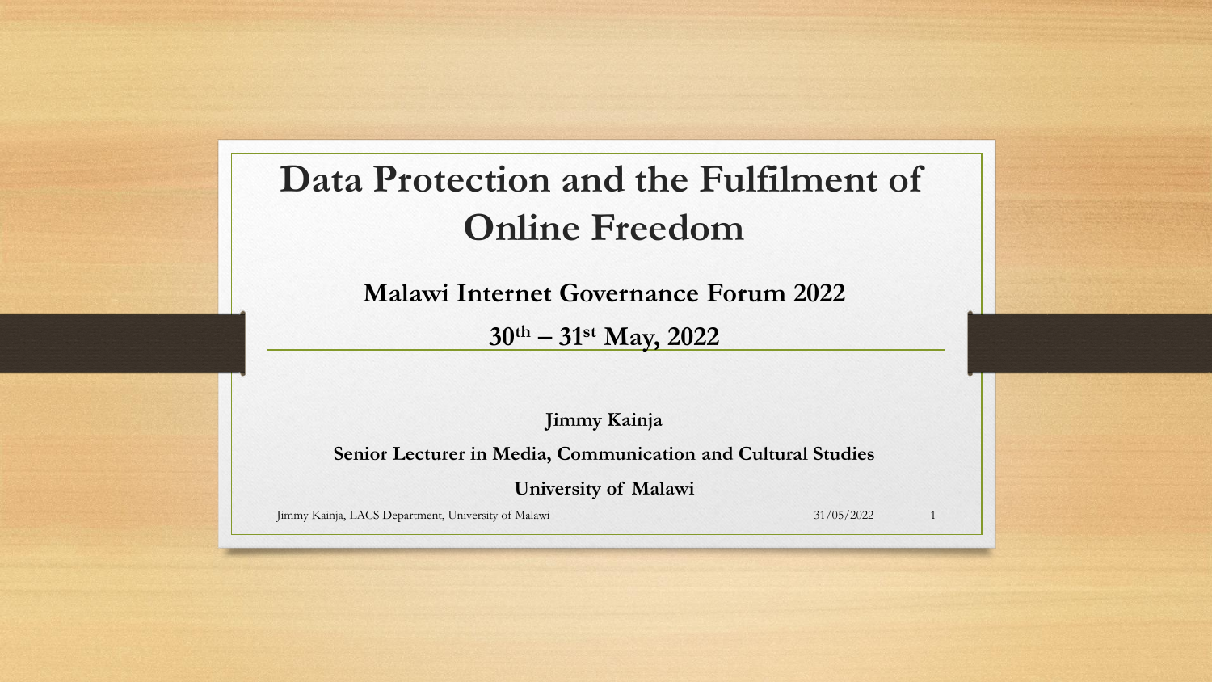# Data Protection and the Fulfilment of Online Freedom

**Malawi Internet Governance Forum 2022**

**30th – 31st May, 2022**

**Jimmy Kainja**

**Senior Lecturer in Media, Communication and Cultural Studies**

**University of Malawi**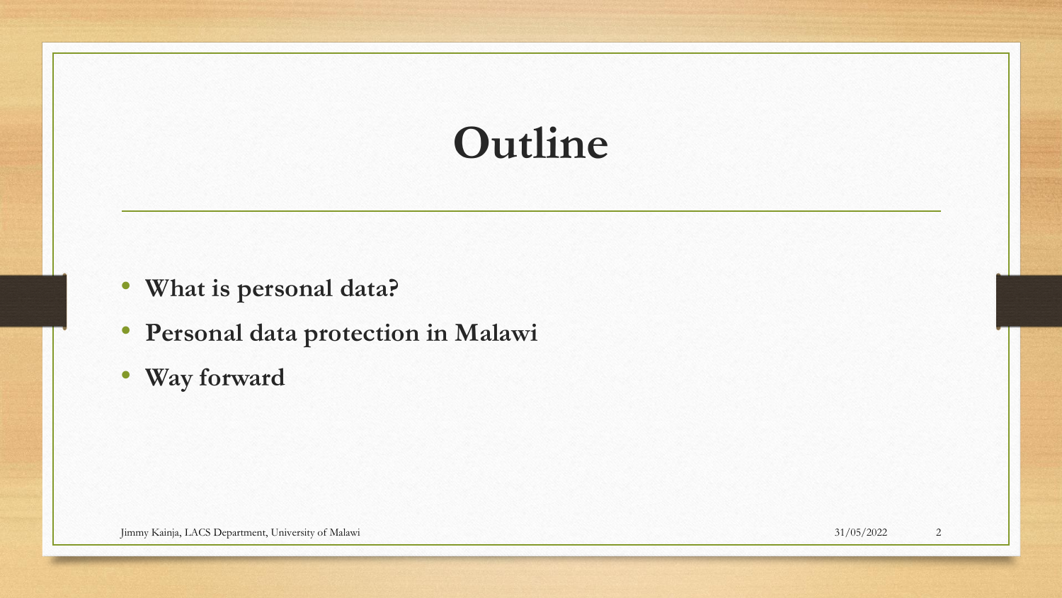# Outline

- **What is personal data?**
- **Personal data protection in Malawi**
- **Way forward**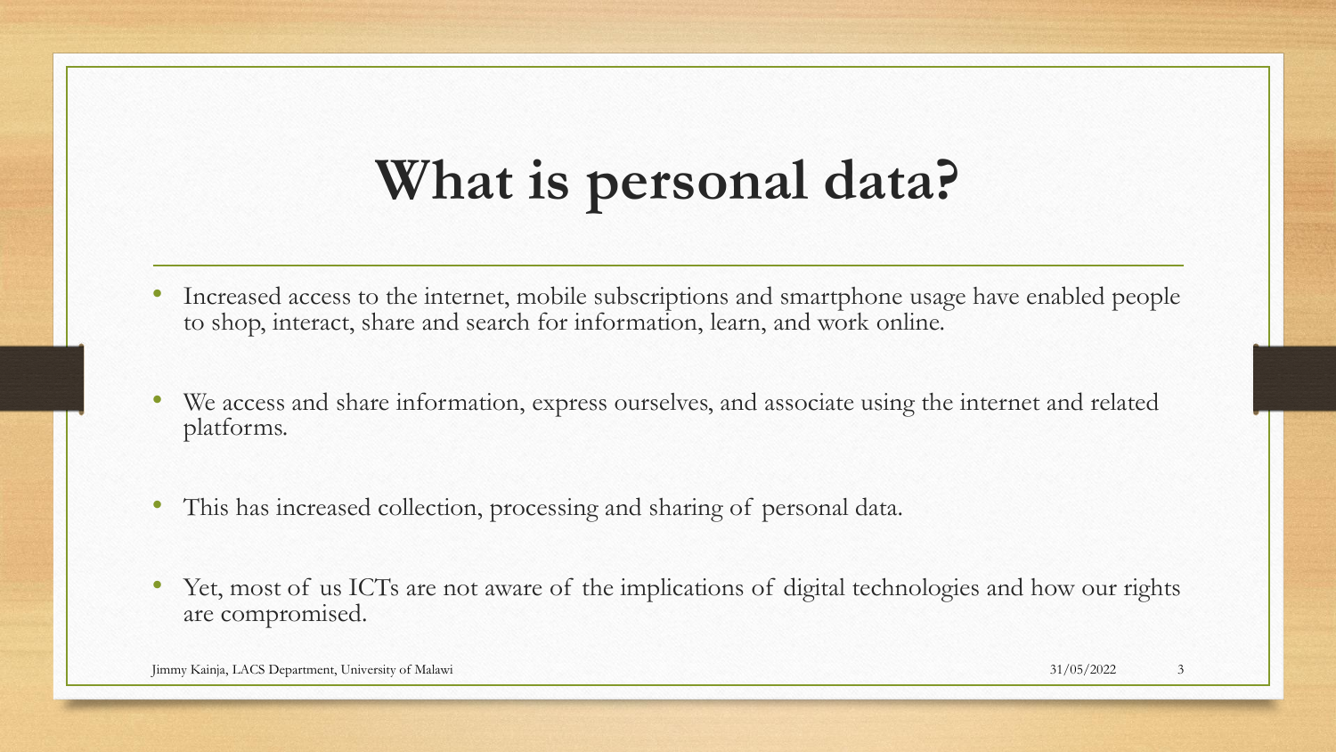# What is personal data?

- Increased access to the internet, mobile subscriptions and smartphone usage have enabled people to shop, interact, share and search for information, learn, and work online.
- We access and share information, express ourselves, and associate using the internet and related platforms.
- This has increased collection, processing and sharing of personal data.
- Yet, most of us ICTs are not aware of the implications of digital technologies and how our rights are compromised.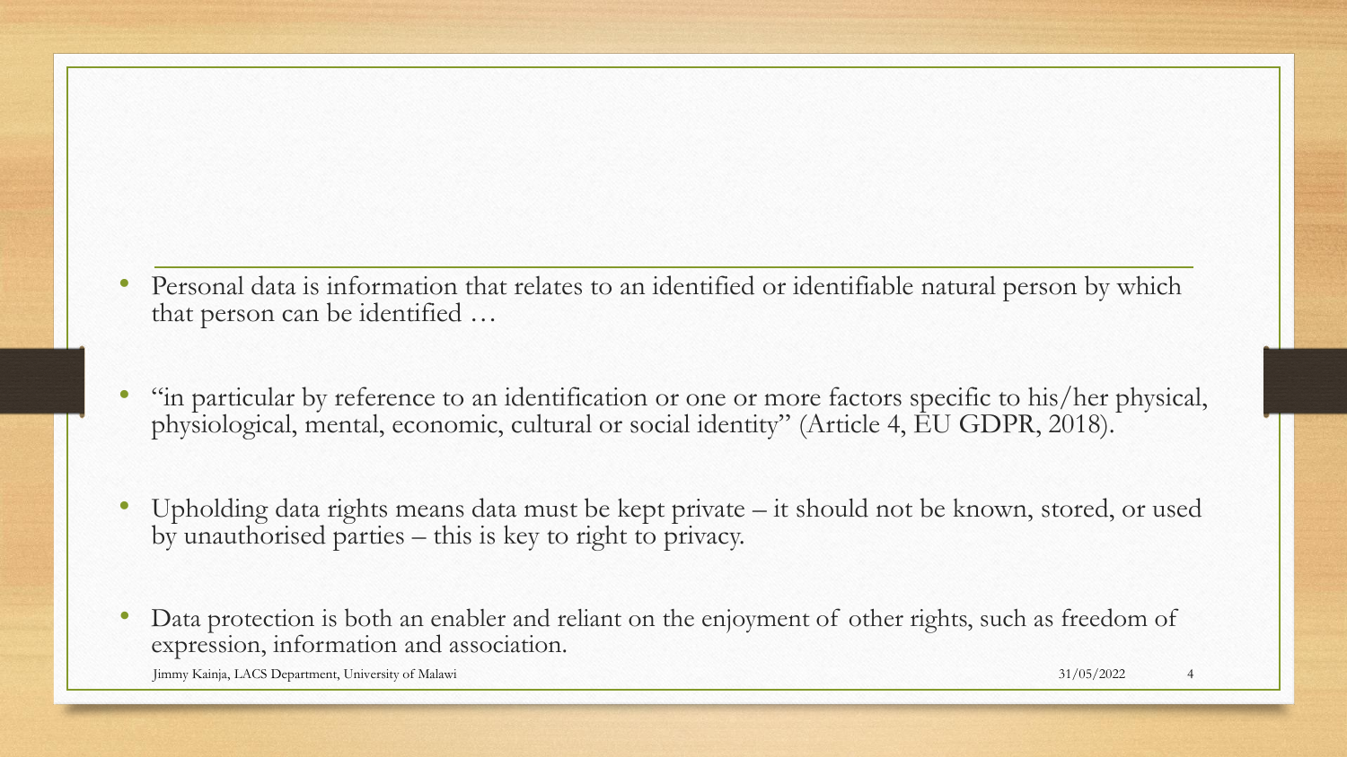- Personal data is information that relates to an identified or identifiable natural person by which that person can be identified …

- "in particular by reference to an identification or one or more factors specific to his/her physical, physiological, mental, economic, cultural or social identity" (Article 4, EU GDPR, 2018).

- Upholding data rights means data must be kept private – it should not be known, stored, or used by unauthorised parties – this is key to right to privacy.

- Data protection is both an enabler and reliant on the enjoyment of other rights, such as freedom of expression, information and association.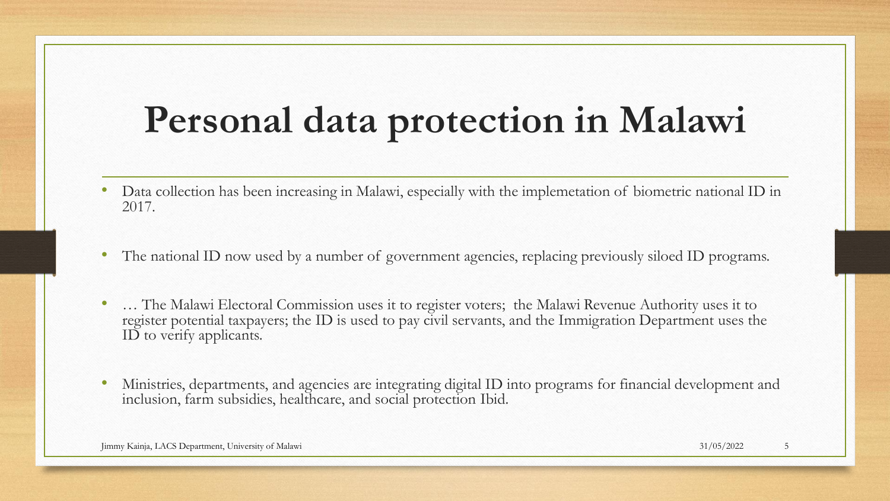# Personal data protection in Malawi

- Data collection has been increasing in Malawi, especially with the implemetation of biometric national ID in 2017.
- The national ID now used by a number of government agencies, replacing previously siloed ID programs.
- … The Malawi Electoral Commission uses it to register voters; the Malawi Revenue Authority uses it to register potential taxpayers; the ID is used to pay civil servants, and the Immigration Department uses the ID to verify applicants.
- Ministries, departments, and agencies are integrating digital ID into programs for financial development and inclusion, farm subsidies, healthcare, and social protection Ibid.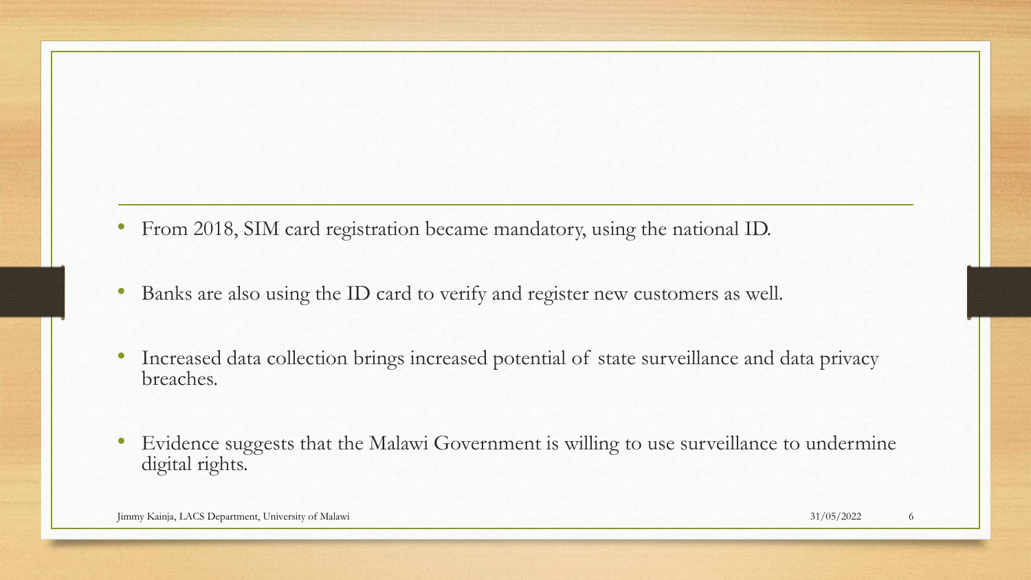- From 2018, SIM card registration became mandatory, using the national ID.
- Banks are also using the ID card to verify and register new customers as well.
- Increased data collection brings increased potential of state surveillance and data privacy breaches.
- Evidence suggests that the Malawi Government is willing to use surveillance to undermine digital rights.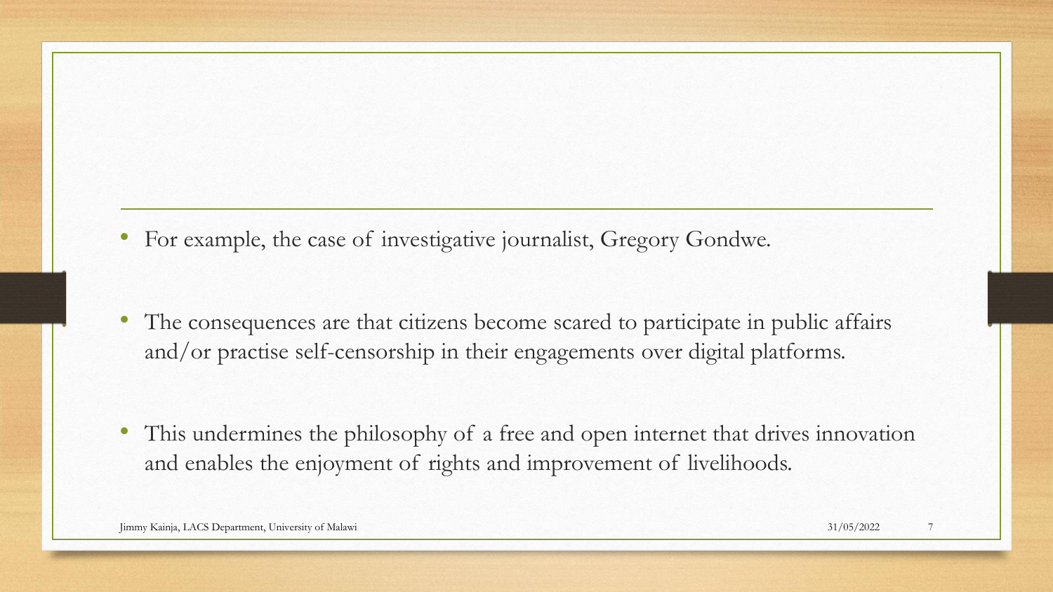- For example, the case of investigative journalist, Gregory Gondwe.

- The consequences are that citizens become scared to participate in public affairs and/or practise self-censorship in their engagements over digital platforms.

- This undermines the philosophy of a free and open internet that drives innovation and enables the enjoyment of rights and improvement of livelihoods.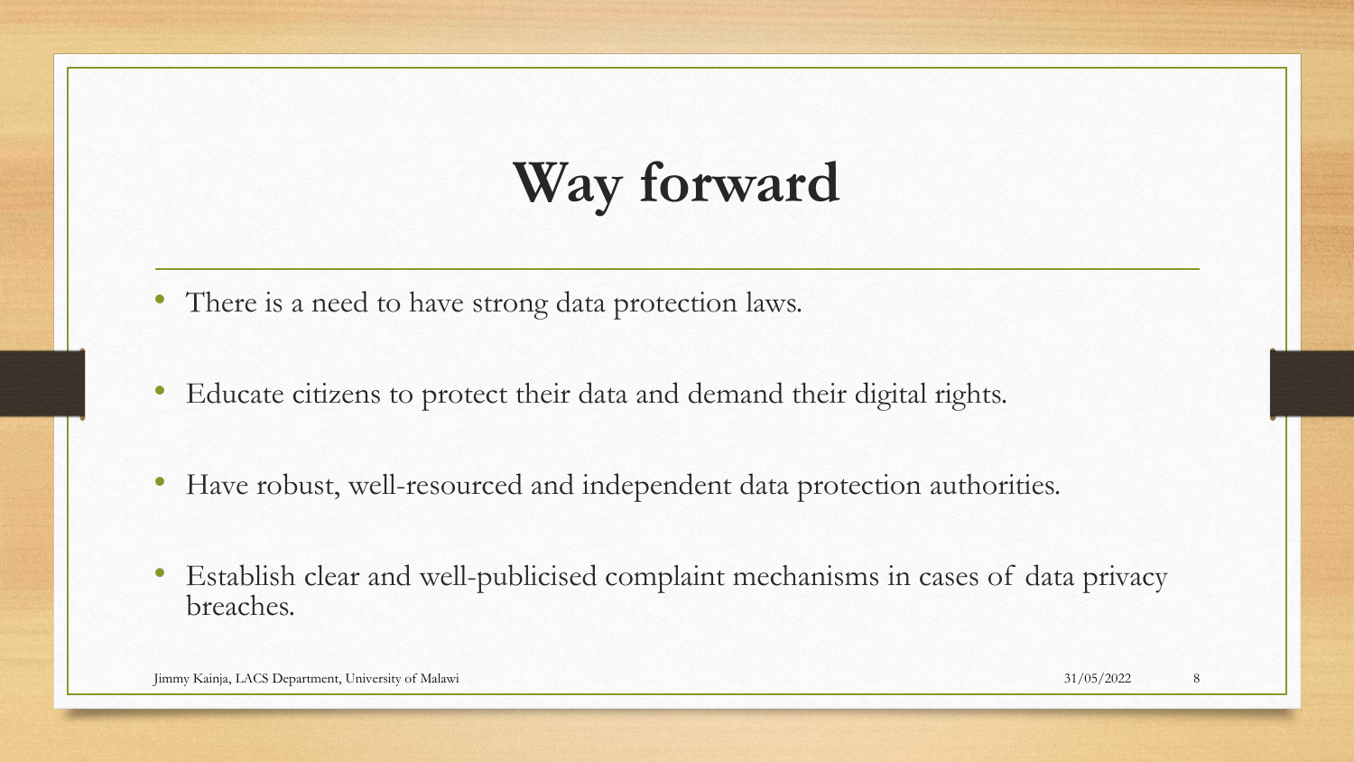# Way forward

- There is a need to have strong data protection laws.
- Educate citizens to protect their data and demand their digital rights.
- Have robust, well-resourced and independent data protection authorities.
- Establish clear and well-publicised complaint mechanisms in cases of data privacy breaches.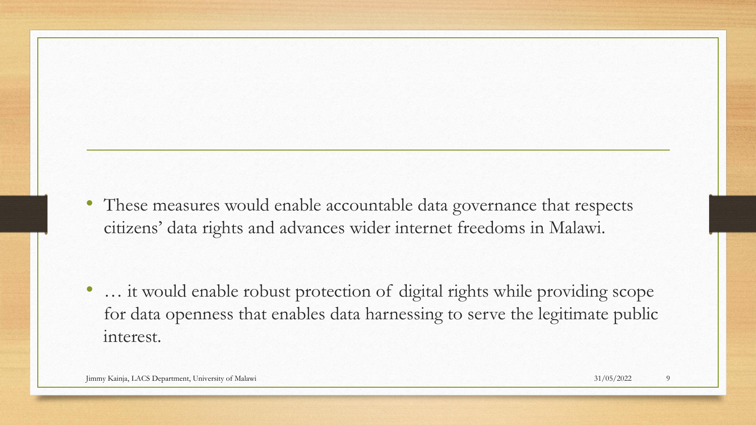- These measures would enable accountable data governance that respects citizens' data rights and advances wider internet freedoms in Malawi.

- … it would enable robust protection of digital rights while providing scope for data openness that enables data harnessing to serve the legitimate public interest.